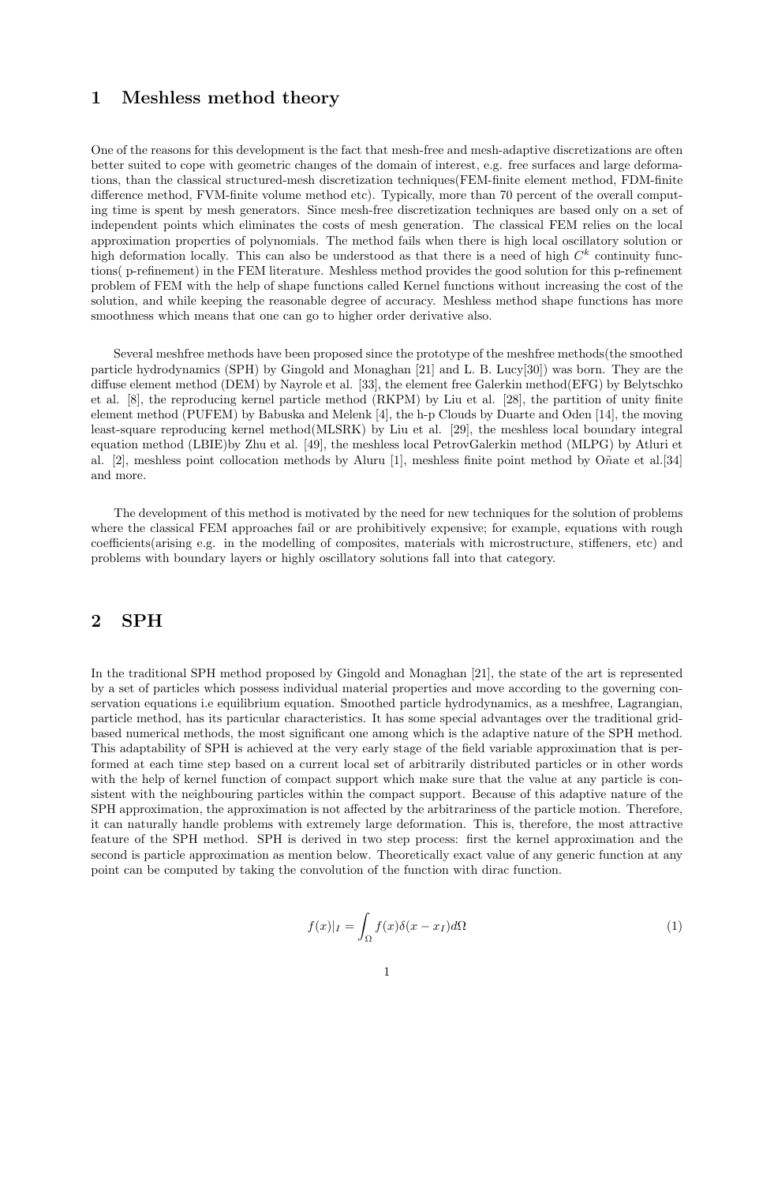# 1 Meshless method theory

One of the reasons for this development is the fact that mesh-free and mesh-adaptive discretizations are often better suited to cope with geometric changes of the domain of interest, e.g. free surfaces and large deformations, than the classical structured-mesh discretization techniques(FEM-finite element method, FDM-finite difference method, FVM-finite volume method etc). Typically, more than 70 percent of the overall computing time is spent by mesh generators. Since mesh-free discretization techniques are based only on a set of independent points which eliminates the costs of mesh generation. The classical FEM relies on the local approximation properties of polynomials. The method fails when there is high local oscillatory solution or high deformation locally. This can also be understood as that there is a need of high $C^k$ continuity functions( p-refinement) in the FEM literature. Meshless method provides the good solution for this p-refinement problem of FEM with the help of shape functions called Kernel functions without increasing the cost of the solution, and while keeping the reasonable degree of accuracy. Meshless method shape functions has more smoothness which means that one can go to higher order derivative also.

Several meshfree methods have been proposed since the prototype of the meshfree methods(the smoothed particle hydrodynamics (SPH) by Gingold and Monaghan [21] and L. B. Lucy[30]) was born. They are the diffuse element method (DEM) by Nayrole et al. [33], the element free Galerkin method(EFG) by Belytschko et al. [8], the reproducing kernel particle method (RKPM) by Liu et al. [28], the partition of unity finite element method (PUFEM) by Babuska and Melenk [4], the h-p Clouds by Duarte and Oden [14], the moving least-square reproducing kernel method(MLSRK) by Liu et al. [29], the meshless local boundary integral equation method (LBIE)by Zhu et al. [49], the meshless local PetrovGalerkin method (MLPG) by Atluri et al. [2], meshless point collocation methods by Aluru [1], meshless finite point method by Oñate et al.[34] and more.

The development of this method is motivated by the need for new techniques for the solution of problems where the classical FEM approaches fail or are prohibitively expensive; for example, equations with rough coefficients(arising e.g. in the modelling of composites, materials with microstructure, stiffeners, etc) and problems with boundary layers or highly oscillatory solutions fall into that category.

# 2 SPH

In the traditional SPH method proposed by Gingold and Monaghan [21], the state of the art is represented by a set of particles which possess individual material properties and move according to the governing conservation equations i.e equilibrium equation. Smoothed particle hydrodynamics, as a meshfree, Lagrangian, particle method, has its particular characteristics. It has some special advantages over the traditional grid-based numerical methods, the most significant one among which is the adaptive nature of the SPH method. This adaptability of SPH is achieved at the very early stage of the field variable approximation that is performed at each time step based on a current local set of arbitrarily distributed particles or in other words with the help of kernel function of compact support which make sure that the value at any particle is consistent with the neighbouring particles within the compact support. Because of this adaptive nature of the SPH approximation, the approximation is not affected by the arbitrariness of the particle motion. Therefore, it can naturally handle problems with extremely large deformation. This is, therefore, the most attractive feature of the SPH method. SPH is derived in two step process: first the kernel approximation and the second is particle approximation as mention below. Theoretically exact value of any generic function at any point can be computed by taking the convolution of the function with dirac function.

$$f(x)|_I = \int_\Omega f(x)\delta(x - x_I)d\Omega \tag{1}$$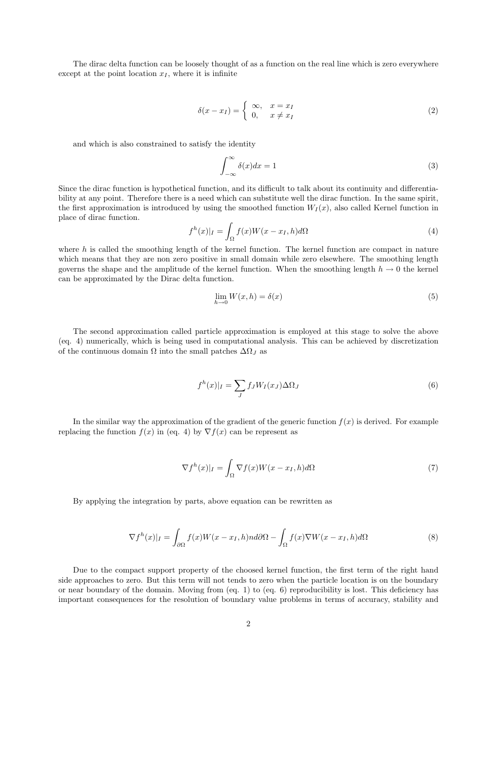The dirac delta function can be loosely thought of as a function on the real line which is zero everywhere except at the point location $x_I$, where it is infinite

$$\delta(x - x_I) = \begin{cases} \infty, & x = x_I \\ 0, & x \neq x_I \end{cases} \tag{2}$$

and which is also constrained to satisfy the identity

$$\int_{-\infty}^{\infty} \delta(x) dx = 1 \tag{3}$$

Since the dirac function is hypothetical function, and its difficult to talk about its continuity and differentiability at any point. Therefore there is a need which can substitute well the dirac function. In the same spirit, the first approximation is introduced by using the smoothed function $W_I(x)$, also called Kernel function in place of dirac function.

$$f^h(x)|_I = \int_{\Omega} f(x) W(x - x_I, h) d\Omega \tag{4}$$

where $h$ is called the smoothing length of the kernel function. The kernel function are compact in nature which means that they are non zero positive in small domain while zero elsewhere. The smoothing length governs the shape and the amplitude of the kernel function. When the smoothing length $h \to 0$ the kernel can be approximated by the Dirac delta function.

$$\lim_{h \to 0} W(x, h) = \delta(x) \tag{5}$$

The second approximation called particle approximation is employed at this stage to solve the above (eq. 4) numerically, which is being used in computational analysis. This can be achieved by discretization of the continuous domain $\Omega$ into the small patches $\Delta\Omega_J$ as

$$f^h(x)|_I = \sum_J f_J W_I(x_J) \Delta\Omega_J \tag{6}$$

In the similar way the approximation of the gradient of the generic function $f(x)$ is derived. For example replacing the function $f(x)$ in (eq. 4) by $\nabla f(x)$ can be represent as

$$\nabla f^h(x)|_I = \int_{\Omega} \nabla f(x) W(x - x_I, h) d\Omega \tag{7}$$

By applying the integration by parts, above equation can be rewritten as

$$\nabla f^h(x)|_I = \int_{\partial\Omega} f(x) W(x - x_I, h) n d\partial\Omega - \int_{\Omega} f(x) \nabla W(x - x_I, h) d\Omega \tag{8}$$

Due to the compact support property of the choosed kernel function, the first term of the right hand side approaches to zero. But this term will not tends to zero when the particle location is on the boundary or near boundary of the domain. Moving from (eq. 1) to (eq. 6) reproducibility is lost. This deficiency has important consequences for the resolution of boundary value problems in terms of accuracy, stability and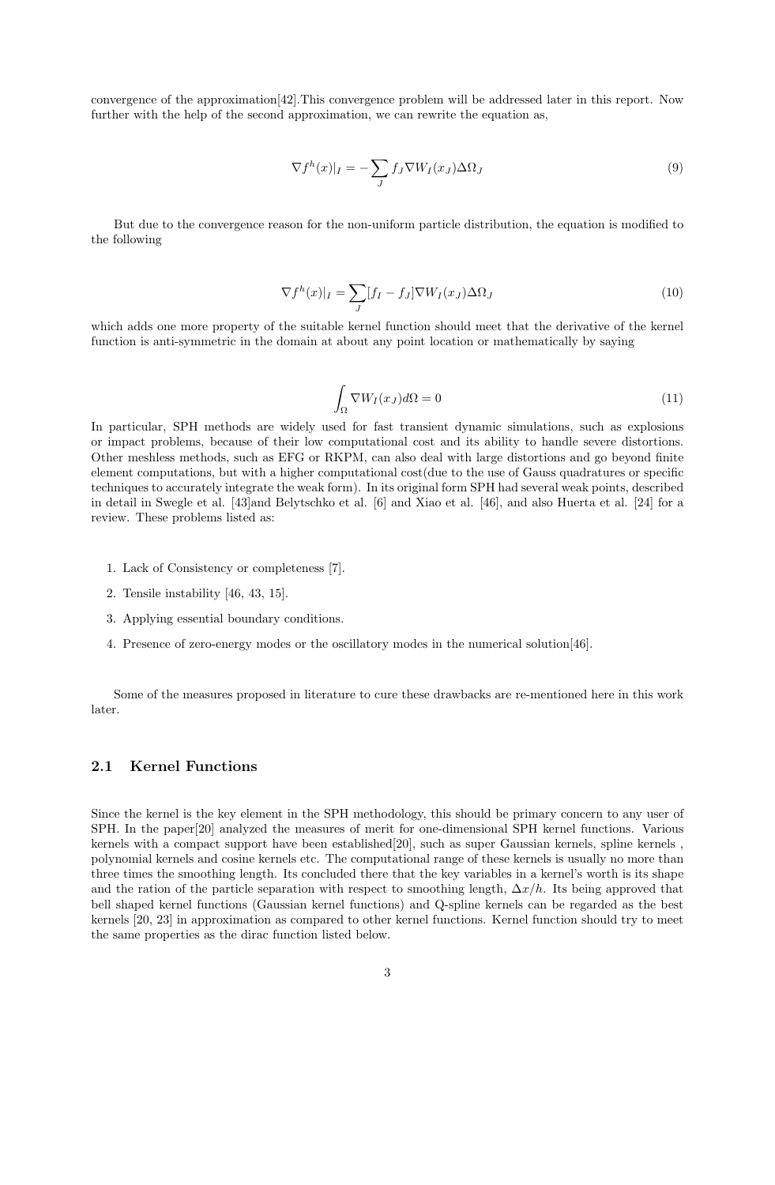convergence of the approximation[42].This convergence problem will be addressed later in this report. Now further with the help of the second approximation, we can rewrite the equation as,

$$\nabla f^h(x)|_I = -\sum_J f_J \nabla W_I(x_J)\Delta\Omega_J \tag{9}$$

But due to the convergence reason for the non-uniform particle distribution, the equation is modified to the following

$$\nabla f^h(x)|_I = \sum_J [f_I - f_J]\nabla W_I(x_J)\Delta\Omega_J \tag{10}$$

which adds one more property of the suitable kernel function should meet that the derivative of the kernel function is anti-symmetric in the domain at about any point location or mathematically by saying

$$\int_\Omega \nabla W_I(x_J) d\Omega = 0 \tag{11}$$

In particular, SPH methods are widely used for fast transient dynamic simulations, such as explosions or impact problems, because of their low computational cost and its ability to handle severe distortions. Other meshless methods, such as EFG or RKPM, can also deal with large distortions and go beyond finite element computations, but with a higher computational cost(due to the use of Gauss quadratures or specific techniques to accurately integrate the weak form). In its original form SPH had several weak points, described in detail in Swegle et al. [43]and Belytschko et al. [6] and Xiao et al. [46], and also Huerta et al. [24] for a review. These problems listed as:

1. Lack of Consistency or completeness [7].
2. Tensile instability [46, 43, 15].
3. Applying essential boundary conditions.
4. Presence of zero-energy modes or the oscillatory modes in the numerical solution[46].

Some of the measures proposed in literature to cure these drawbacks are re-mentioned here in this work later.

### 2.1 Kernel Functions

Since the kernel is the key element in the SPH methodology, this should be primary concern to any user of SPH. In the paper[20] analyzed the measures of merit for one-dimensional SPH kernel functions. Various kernels with a compact support have been established[20], such as super Gaussian kernels, spline kernels , polynomial kernels and cosine kernels etc. The computational range of these kernels is usually no more than three times the smoothing length. Its concluded there that the key variables in a kernel's worth is its shape and the ration of the particle separation with respect to smoothing length, $\Delta x/h$. Its being approved that bell shaped kernel functions (Gaussian kernel functions) and Q-spline kernels can be regarded as the best kernels [20, 23] in approximation as compared to other kernel functions. Kernel function should try to meet the same properties as the dirac function listed below.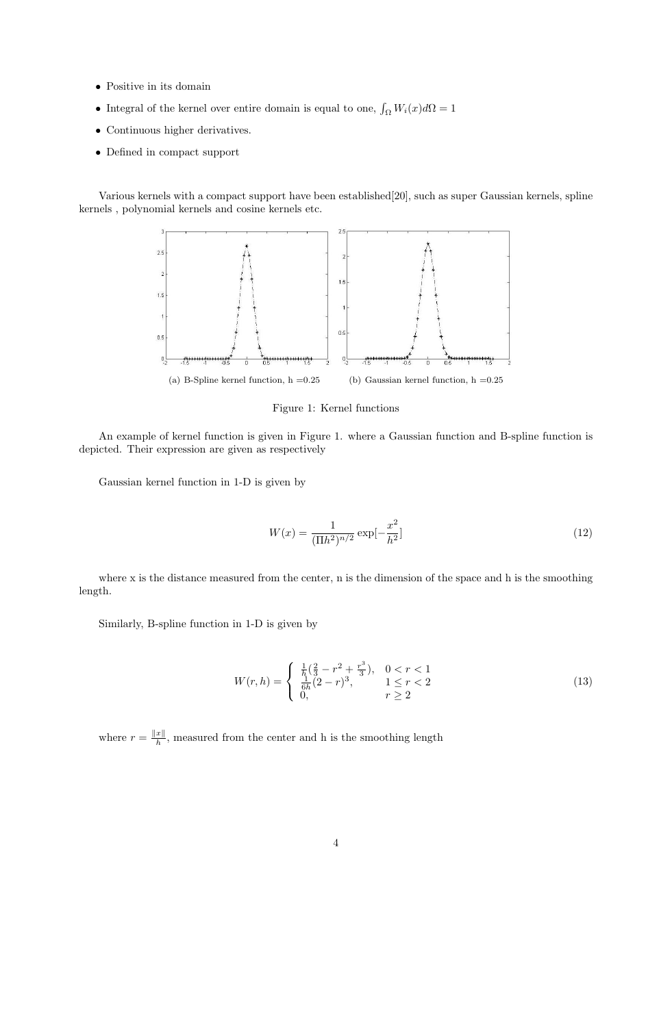- Positive in its domain
- Integral of the kernel over entire domain is equal to one, $\int_\Omega W_i(x) d\Omega = 1$
- Continuous higher derivatives.
- Defined in compact support

Various kernels with a compact support have been established[20], such as super Gaussian kernels, spline kernels , polynomial kernels and cosine kernels etc.

(a) B-Spline kernel function, h =0.25

(b) Gaussian kernel function, h =0.25

Figure 1: Kernel functions

An example of kernel function is given in Figure 1. where a Gaussian function and B-spline function is depicted. Their expression are given as respectively

Gaussian kernel function in 1-D is given by

$$W(x) = \frac{1}{(\Pi h^2)^{n/2}} \exp[-\frac{x^2}{h^2}] \tag{12}$$

where x is the distance measured from the center, n is the dimension of the space and h is the smoothing length.

Similarly, B-spline function in 1-D is given by

$$W(r,h) = \begin{cases} \frac{1}{h}(\frac{2}{3} - r^2 + \frac{r^3}{3}), & 0 < r < 1 \\ \frac{1}{6h}(2-r)^3, & 1 \leq r < 2 \\ 0, & r \geq 2 \end{cases} \tag{13}$$

where $r = \frac{\|x\|}{h}$, measured from the center and h is the smoothing length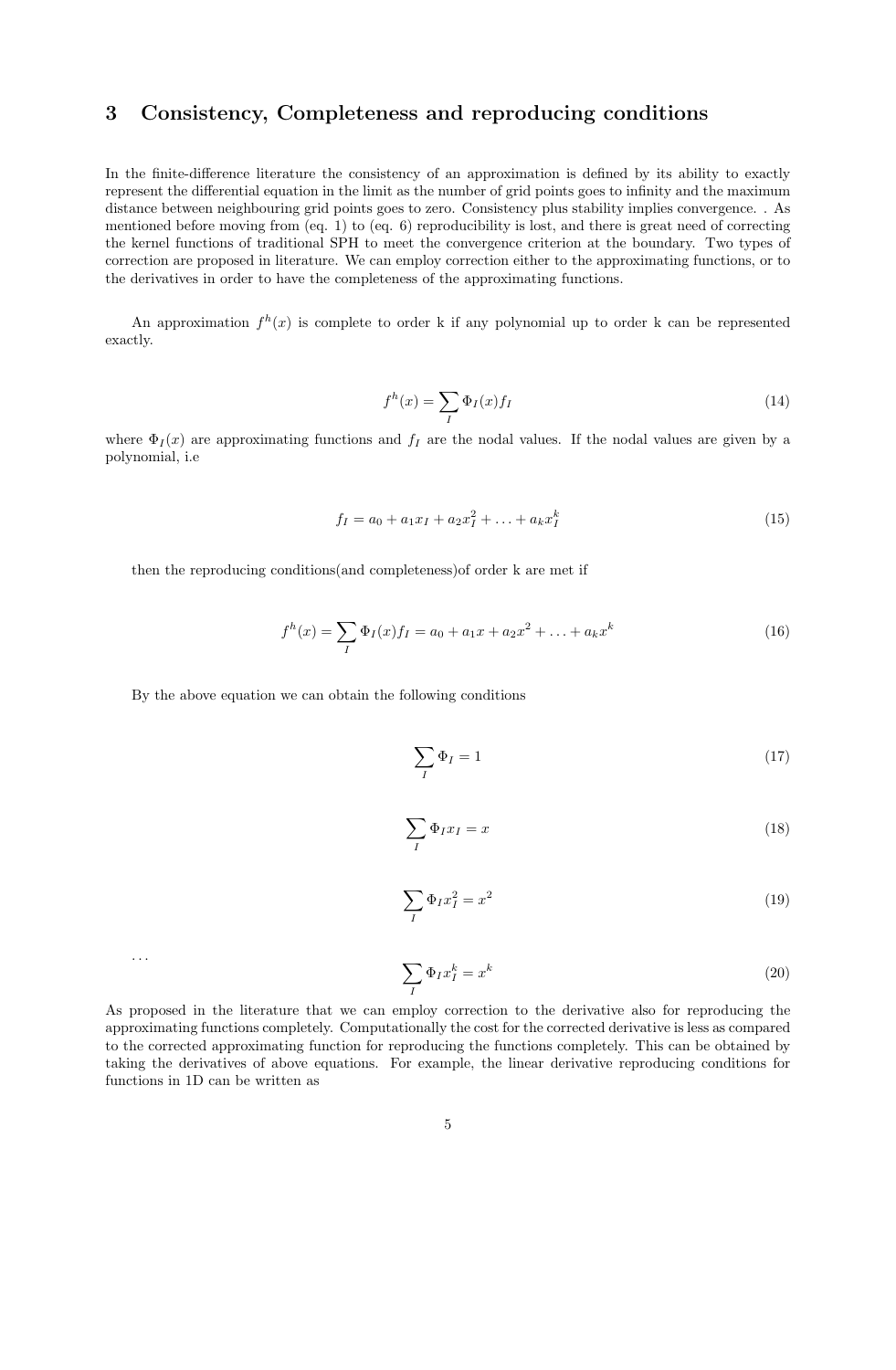## 3 Consistency, Completeness and reproducing conditions

In the finite-difference literature the consistency of an approximation is defined by its ability to exactly represent the differential equation in the limit as the number of grid points goes to infinity and the maximum distance between neighbouring grid points goes to zero. Consistency plus stability implies convergence. . As mentioned before moving from (eq. 1) to (eq. 6) reproducibility is lost, and there is great need of correcting the kernel functions of traditional SPH to meet the convergence criterion at the boundary. Two types of correction are proposed in literature. We can employ correction either to the approximating functions, or to the derivatives in order to have the completeness of the approximating functions.

An approximation $f^h(x)$ is complete to order k if any polynomial up to order k can be represented exactly.

$$f^h(x) = \sum_I \Phi_I(x) f_I \tag{14}$$

where $\Phi_I(x)$ are approximating functions and $f_I$ are the nodal values. If the nodal values are given by a polynomial, i.e

$$f_I = a_0 + a_1 x_I + a_2 x_I^2 + \ldots + a_k x_I^k \tag{15}$$

then the reproducing conditions(and completeness)of order k are met if

$$f^h(x) = \sum_I \Phi_I(x) f_I = a_0 + a_1 x + a_2 x^2 + \ldots + a_k x^k \tag{16}$$

By the above equation we can obtain the following conditions

$$\sum_I \Phi_I = 1 \tag{17}$$

$$\sum_I \Phi_I x_I = x \tag{18}$$

$$\sum_I \Phi_I x_I^2 = x^2 \tag{19}$$

...

$$\sum_I \Phi_I x_I^k = x^k \tag{20}$$

As proposed in the literature that we can employ correction to the derivative also for reproducing the approximating functions completely. Computationally the cost for the corrected derivative is less as compared to the corrected approximating function for reproducing the functions completely. This can be obtained by taking the derivatives of above equations. For example, the linear derivative reproducing conditions for functions in 1D can be written as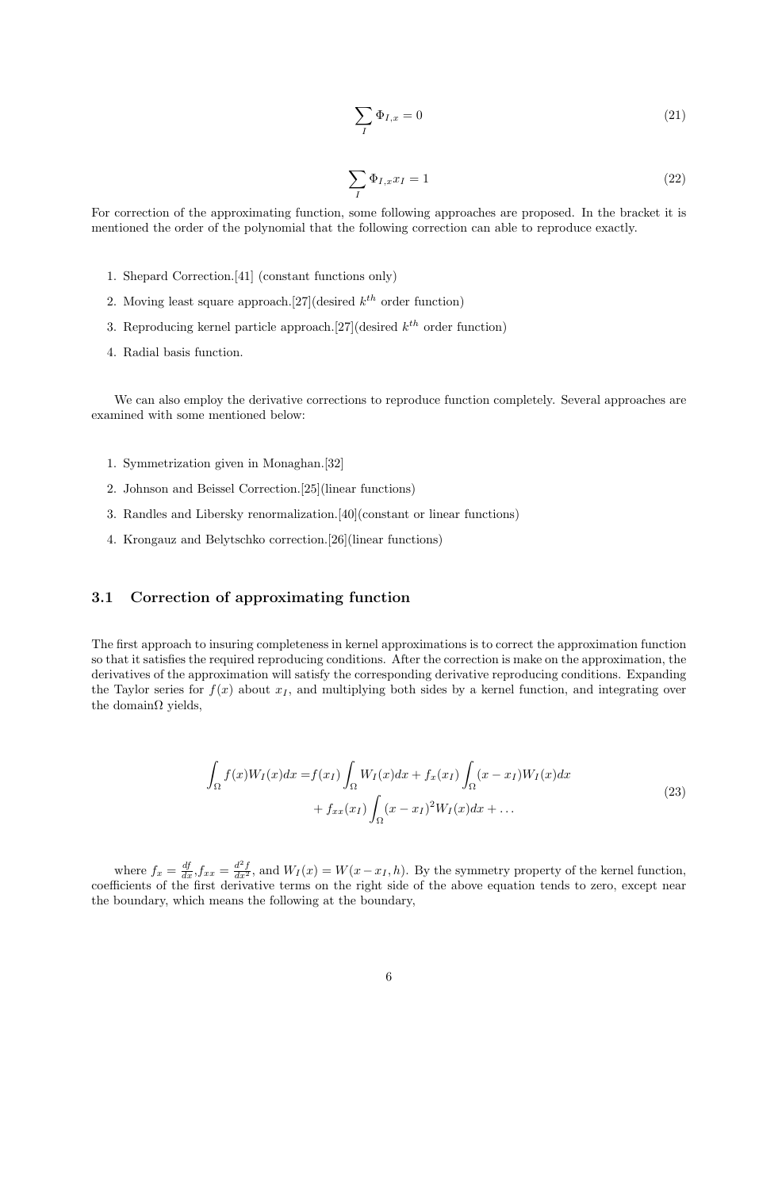$$
\sum_I \Phi_{I,x} = 0 \tag{21}
$$

$$
\sum_I \Phi_{I,x} x_I = 1 \tag{22}
$$

For correction of the approximating function, some following approaches are proposed. In the bracket it is mentioned the order of the polynomial that the following correction can able to reproduce exactly.

1. Shepard Correction.[41] (constant functions only)
2. Moving least square approach.[27](desired $k^{th}$ order function)
3. Reproducing kernel particle approach.[27](desired $k^{th}$ order function)
4. Radial basis function.

We can also employ the derivative corrections to reproduce function completely. Several approaches are examined with some mentioned below:

1. Symmetrization given in Monaghan.[32]
2. Johnson and Beissel Correction.[25](linear functions)
3. Randles and Libersky renormalization.[40](constant or linear functions)
4. Krongauz and Belytschko correction.[26](linear functions)

### 3.1 Correction of approximating function

The first approach to insuring completeness in kernel approximations is to correct the approximation function so that it satisfies the required reproducing conditions. After the correction is make on the approximation, the derivatives of the approximation will satisfy the corresponding derivative reproducing conditions. Expanding the Taylor series for $f(x)$ about $x_I$, and multiplying both sides by a kernel function, and integrating over the domain$\Omega$ yields,

$$
\begin{aligned}
\int_\Omega f(x)W_I(x)dx =& f(x_I)\int_\Omega W_I(x)dx + f_x(x_I)\int_\Omega (x-x_I)W_I(x)dx \\
&+ f_{xx}(x_I)\int_\Omega (x-x_I)^2 W_I(x)dx + \dots
\end{aligned} \tag{23}
$$

where $f_x = \frac{df}{dx}$,$f_{xx} = \frac{d^2f}{dx^2}$, and $W_I(x) = W(x - x_I, h)$. By the symmetry property of the kernel function, coefficients of the first derivative terms on the right side of the above equation tends to zero, except near the boundary, which means the following at the boundary,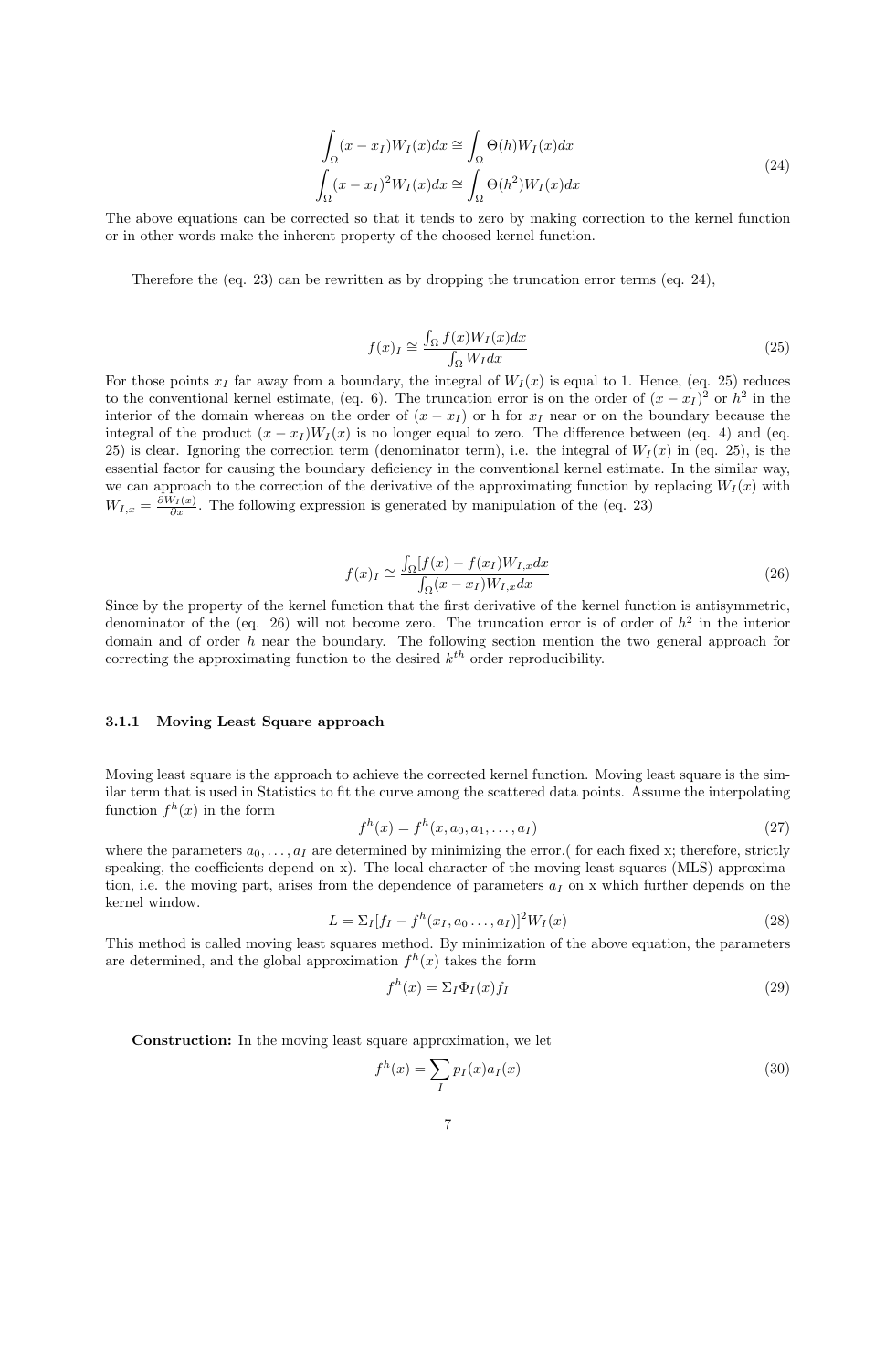$$
\begin{aligned}
\int_{\Omega}(x-x_I)W_I(x)dx &\cong \int_{\Omega}\Theta(h)W_I(x)dx \\
\int_{\Omega}(x-x_I)^2W_I(x)dx &\cong \int_{\Omega}\Theta(h^2)W_I(x)dx
\end{aligned}
\tag{24}
$$

The above equations can be corrected so that it tends to zero by making correction to the kernel function or in other words make the inherent property of the choosed kernel function.

Therefore the (eq. 23) can be rewritten as by dropping the truncation error terms (eq. 24),

$$
f(x)_I \cong \frac{\int_{\Omega} f(x)W_I(x)dx}{\int_{\Omega} W_I dx} \tag{25}
$$

For those points $x_I$ far away from a boundary, the integral of $W_I(x)$ is equal to 1. Hence, (eq. 25) reduces to the conventional kernel estimate, (eq. 6). The truncation error is on the order of $(x - x_I)^2$ or $h^2$ in the interior of the domain whereas on the order of $(x - x_I)$ or h for $x_I$ near or on the boundary because the integral of the product $(x - x_I)W_I(x)$ is no longer equal to zero. The difference between (eq. 4) and (eq. 25) is clear. Ignoring the correction term (denominator term), i.e. the integral of $W_I(x)$ in (eq. 25), is the essential factor for causing the boundary deficiency in the conventional kernel estimate. In the similar way, we can approach to the correction of the derivative of the approximating function by replacing $W_I(x)$ with $W_{I,x} = \frac{\partial W_I(x)}{\partial x}$. The following expression is generated by manipulation of the (eq. 23)

$$
f(x)_I \cong \frac{\int_{\Omega}[f(x) - f(x_I)W_{I,x}dx}{\int_{\Omega}(x - x_I)W_{I,x}dx} \tag{26}
$$

Since by the property of the kernel function that the first derivative of the kernel function is antisymmetric, denominator of the (eq. 26) will not become zero. The truncation error is of order of $h^2$ in the interior domain and of order $h$ near the boundary. The following section mention the two general approach for correcting the approximating function to the desired $k^{th}$ order reproducibility.

### 3.1.1 Moving Least Square approach

Moving least square is the approach to achieve the corrected kernel function. Moving least square is the similar term that is used in Statistics to fit the curve among the scattered data points. Assume the interpolating function $f^h(x)$ in the form

$$
f^h(x) = f^h(x, a_0, a_1, \ldots, a_I) \tag{27}
$$

where the parameters $a_0, \ldots, a_I$ are determined by minimizing the error.( for each fixed x; therefore, strictly speaking, the coefficients depend on x). The local character of the moving least-squares (MLS) approximation, i.e. the moving part, arises from the dependence of parameters $a_I$ on x which further depends on the kernel window.

$$
L = \Sigma_I[f_I - f^h(x_I, a_0 \ldots, a_I)]^2 W_I(x) \tag{28}
$$

This method is called moving least squares method. By minimization of the above equation, the parameters are determined, and the global approximation $f^h(x)$ takes the form

$$
f^h(x) = \Sigma_I \Phi_I(x) f_I \tag{29}
$$

**Construction:** In the moving least square approximation, we let

$$
f^h(x) = \sum_I p_I(x) a_I(x) \tag{30}
$$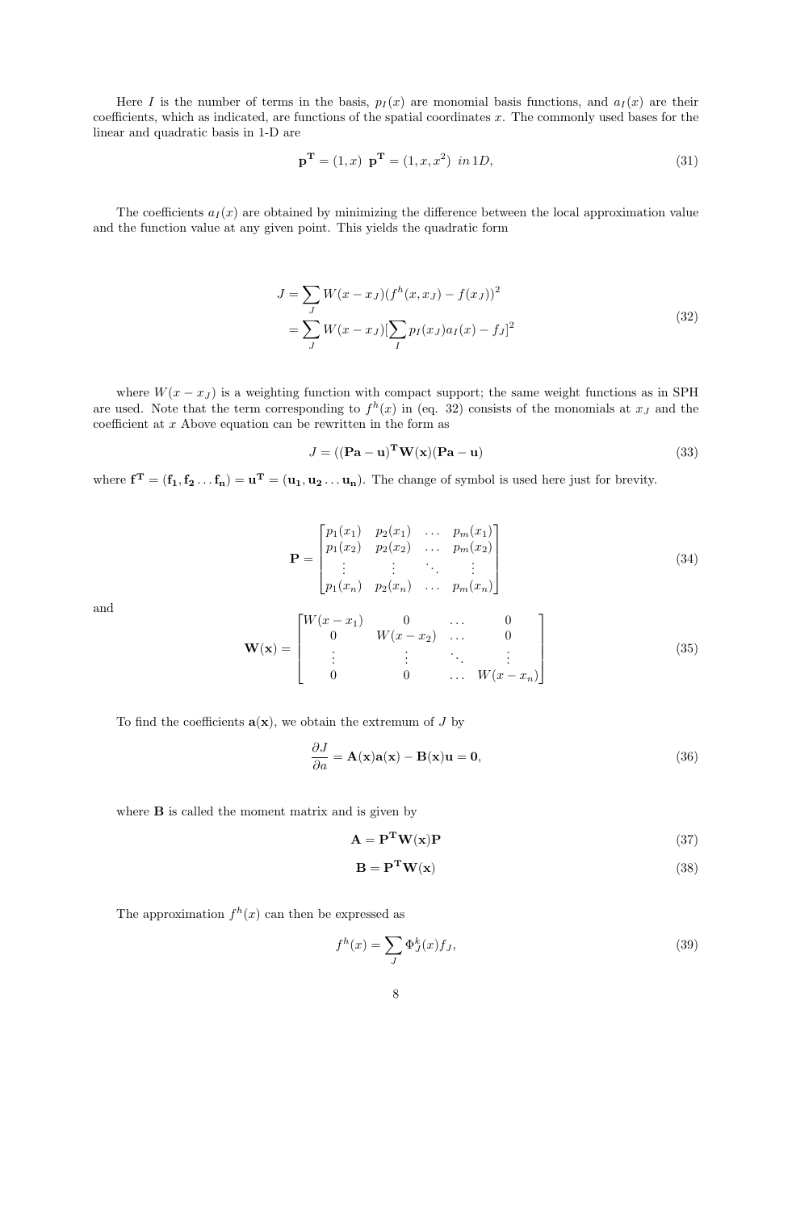Here $I$ is the number of terms in the basis, $p_I(x)$ are monomial basis functions, and $a_I(x)$ are their coefficients, which as indicated, are functions of the spatial coordinates $x$. The commonly used bases for the linear and quadratic basis in 1-D are

$$\mathbf{p^T} = (1, x) \;\; \mathbf{p^T} = (1, x, x^2) \;\; in\, 1D, \tag{31}$$

The coefficients $a_I(x)$ are obtained by minimizing the difference between the local approximation value and the function value at any given point. This yields the quadratic form

$$\begin{aligned} J &= \sum_J W(x - x_J)(f^h(x, x_J) - f(x_J))^2 \\ &= \sum_J W(x - x_J)[\sum_I p_I(x_J)a_I(x) - f_J]^2 \end{aligned} \tag{32}$$

where $W(x - x_J)$ is a weighting function with compact support; the same weight functions as in SPH are used. Note that the term corresponding to $f^h(x)$ in (eq. 32) consists of the monomials at $x_J$ and the coefficient at $x$ Above equation can be rewritten in the form as

$$J = ((\mathbf{Pa} - \mathbf{u})^{\mathbf{T}}\mathbf{W}(\mathbf{x})(\mathbf{Pa} - \mathbf{u}) \tag{33}$$

where $\mathbf{f^T} = (\mathbf{f_1}, \mathbf{f_2} \ldots \mathbf{f_n}) = \mathbf{u^T} = (\mathbf{u_1}, \mathbf{u_2} \ldots \mathbf{u_n})$. The change of symbol is used here just for brevity.

$$\mathbf{P} = \begin{bmatrix} p_1(x_1) & p_2(x_1) & \ldots & p_m(x_1) \\ p_1(x_2) & p_2(x_2) & \ldots & p_m(x_2) \\ \vdots & \vdots & \ddots & \vdots \\ p_1(x_n) & p_2(x_n) & \ldots & p_m(x_n) \end{bmatrix} \tag{34}$$

and

$$\mathbf{W(x)} = \begin{bmatrix} W(x - x_1) & 0 & \ldots & 0 \\ 0 & W(x - x_2) & \ldots & 0 \\ \vdots & \vdots & \ddots & \vdots \\ 0 & 0 & \ldots & W(x - x_n) \end{bmatrix} \tag{35}$$

To find the coefficients $\mathbf{a(x)}$, we obtain the extremum of $J$ by

$$\frac{\partial J}{\partial a} = \mathbf{A(x)a(x)} - \mathbf{B(x)u} = \mathbf{0}, \tag{36}$$

where $\mathbf{B}$ is called the moment matrix and is given by

$$\mathbf{A} = \mathbf{P^T W(x) P} \tag{37}$$

$$\mathbf{B} = \mathbf{P^T W(x)} \tag{38}$$

The approximation $f^h(x)$ can then be expressed as

$$f^h(x) = \sum_J \Phi_J^k(x) f_J, \tag{39}$$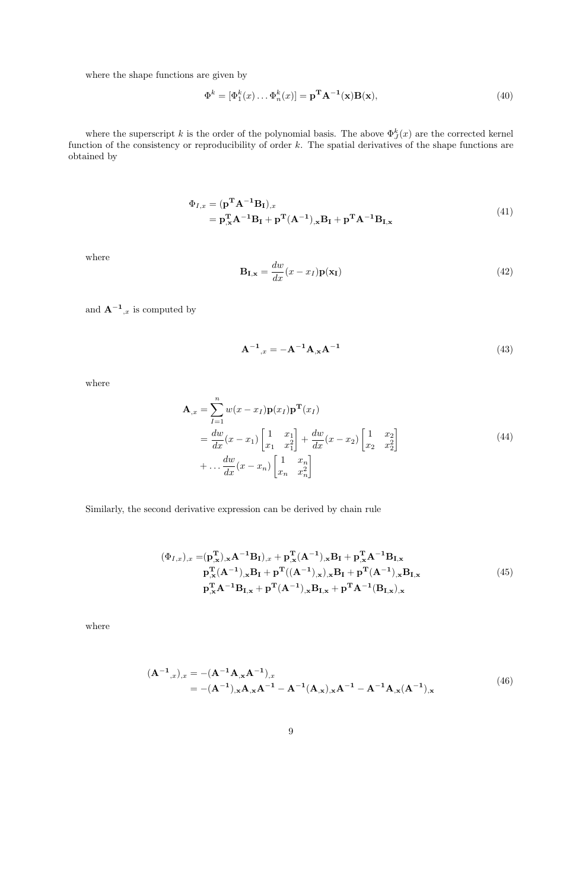where the shape functions are given by

$$\Phi^k = [\Phi_1^k(x) \ldots \Phi_n^k(x)] = \mathbf{p^T A^{-1}(x) B(x)}, \tag{40}$$

where the superscript $k$ is the order of the polynomial basis. The above $\Phi_J^k(x)$ are the corrected kernel function of the consistency or reproducibility of order $k$. The spatial derivatives of the shape functions are obtained by

$$\begin{aligned}
\Phi_{I,x} &= (\mathbf{p^T A^{-1} B_I})_{,x} \\
&= \mathbf{p^T_{,x} A^{-1} B_I} + \mathbf{p^T (A^{-1})_{,x} B_I} + \mathbf{p^T A^{-1} B_{I,x}}
\end{aligned} \tag{41}$$

where

$$\mathbf{B_{I,x}} = \frac{dw}{dx}(x - x_I)\mathbf{p(x_I)} \tag{42}$$

and $\mathbf{A^{-1}}_{,x}$ is computed by

$$\mathbf{A^{-1}}_{,x} = -\mathbf{A^{-1} A_{,x} A^{-1}} \tag{43}$$

where

$$\begin{aligned}
\mathbf{A}_{,x} &= \sum_{I=1}^{n} w(x - x_I)\mathbf{p}(x_I)\mathbf{p^T}(x_I) \\
&= \frac{dw}{dx}(x - x_1)\begin{bmatrix} 1 & x_1 \\ x_1 & x_1^2 \end{bmatrix} + \frac{dw}{dx}(x - x_2)\begin{bmatrix} 1 & x_2 \\ x_2 & x_2^2 \end{bmatrix} \\
&+ \ldots \frac{dw}{dx}(x - x_n)\begin{bmatrix} 1 & x_n \\ x_n & x_n^2 \end{bmatrix}
\end{aligned} \tag{44}$$

Similarly, the second derivative expression can be derived by chain rule

$$\begin{aligned}
(\Phi_{I,x})_{,x} =& (\mathbf{p^T_{,x}})_{,x}\mathbf{A^{-1} B_I})_{,x} + \mathbf{p^T_{,x}(A^{-1})_{,x} B_I} + \mathbf{p^T_{,x} A^{-1} B_{I,x}} \\
& \mathbf{p^T_{,x}(A^{-1})_{,x} B_I} + \mathbf{p^T((A^{-1})_{,x})_{,x} B_I} + \mathbf{p^T(A^{-1})_{,x} B_{I,x}} \\
& \mathbf{p^T_{,x} A^{-1} B_{I,x}} + \mathbf{p^T (A^{-1})_{,x} B_{I,x}} + \mathbf{p^T A^{-1} (B_{I,x})_{,x}}
\end{aligned} \tag{45}$$

where

$$\begin{aligned}
(\mathbf{A^{-1}}_{,x})_{,x} &= -(\mathbf{A^{-1} A_{,x} A^{-1}})_{,x} \\
&= -(\mathbf{A^{-1}})_{,x}\mathbf{A_{,x} A^{-1}} - \mathbf{A^{-1}(A_{,x})_{,x} A^{-1}} - \mathbf{A^{-1} A_{,x}(A^{-1})_{,x}}
\end{aligned} \tag{46}$$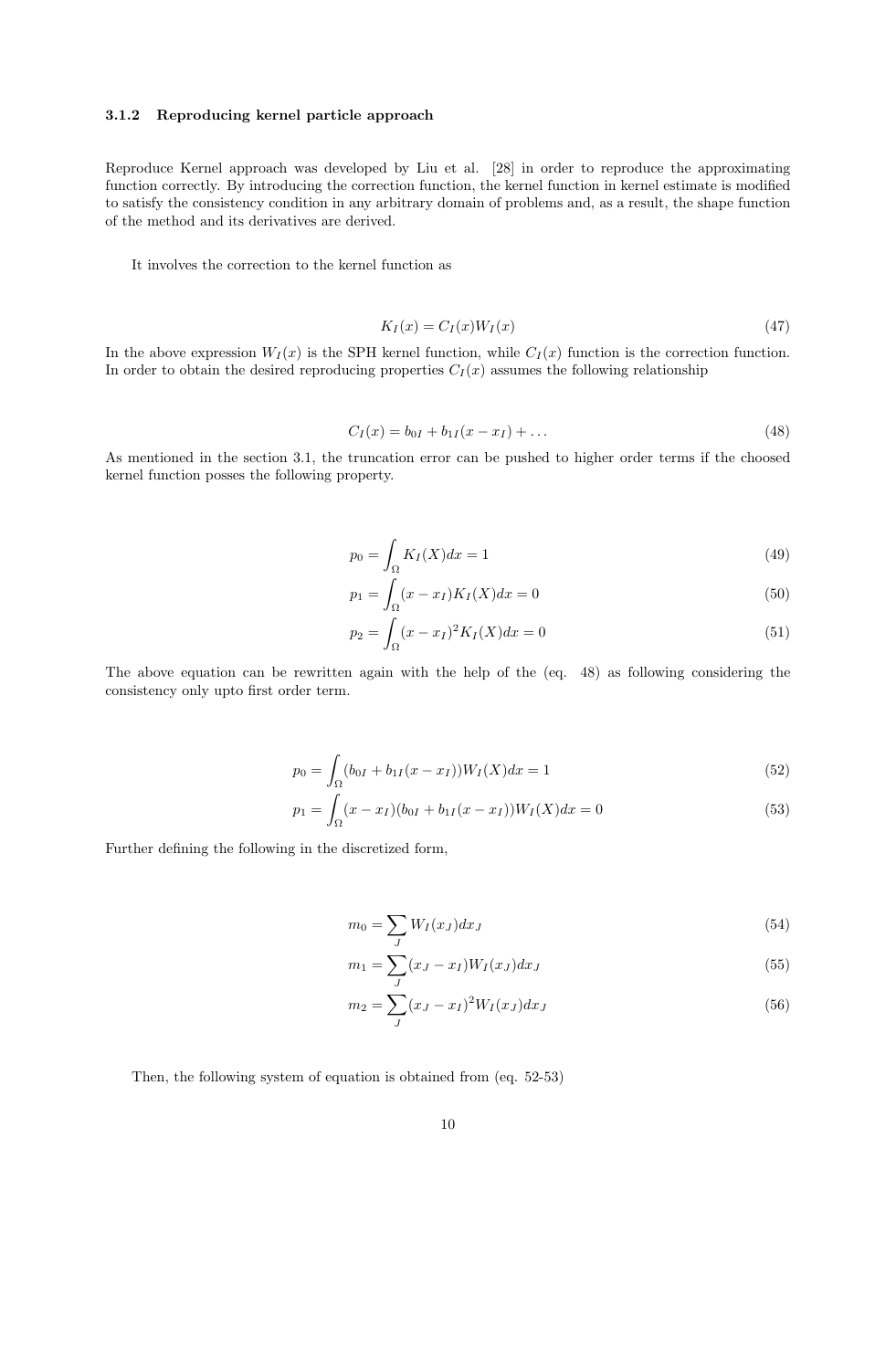### 3.1.2 Reproducing kernel particle approach

Reproduce Kernel approach was developed by Liu et al. [28] in order to reproduce the approximating function correctly. By introducing the correction function, the kernel function in kernel estimate is modified to satisfy the consistency condition in any arbitrary domain of problems and, as a result, the shape function of the method and its derivatives are derived.

It involves the correction to the kernel function as

$$K_I(x) = C_I(x)W_I(x) \tag{47}$$

In the above expression $W_I(x)$ is the SPH kernel function, while $C_I(x)$ function is the correction function. In order to obtain the desired reproducing properties $C_I(x)$ assumes the following relationship

$$C_I(x) = b_{0I} + b_{1I}(x - x_I) + \dots \tag{48}$$

As mentioned in the section 3.1, the truncation error can be pushed to higher order terms if the choosed kernel function posses the following property.

$$p_0 = \int_\Omega K_I(X)dx = 1 \tag{49}$$

$$p_1 = \int_\Omega (x - x_I)K_I(X)dx = 0 \tag{50}$$

$$p_2 = \int_\Omega (x - x_I)^2 K_I(X)dx = 0 \tag{51}$$

The above equation can be rewritten again with the help of the (eq. 48) as following considering the consistency only upto first order term.

$$p_0 = \int_\Omega (b_{0I} + b_{1I}(x - x_I))W_I(X)dx = 1 \tag{52}$$

$$p_1 = \int_\Omega (x - x_I)(b_{0I} + b_{1I}(x - x_I))W_I(X)dx = 0 \tag{53}$$

Further defining the following in the discretized form,

$$m_0 = \sum_J W_I(x_J)dx_J \tag{54}$$

$$m_1 = \sum_J (x_J - x_I)W_I(x_J)dx_J \tag{55}$$

$$m_2 = \sum_J (x_J - x_I)^2 W_I(x_J)dx_J \tag{56}$$

Then, the following system of equation is obtained from (eq. 52-53)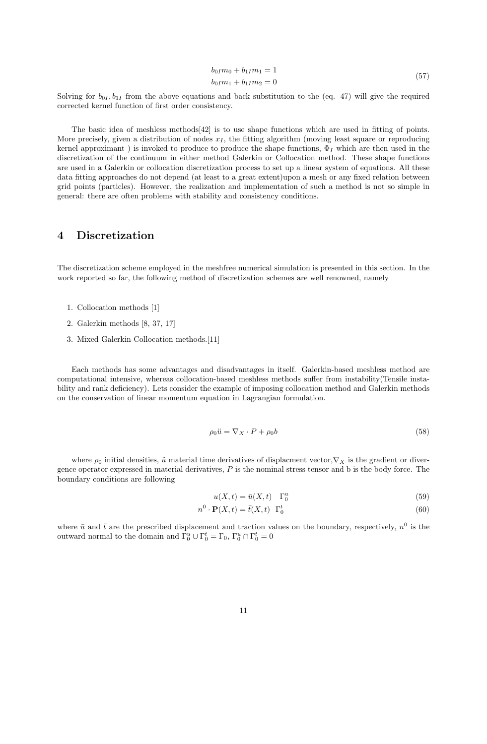$$
\begin{aligned}
b_{0I} m_0 + b_{1I} m_1 &= 1 \\
b_{0I} m_1 + b_{1I} m_2 &= 0
\end{aligned}
\tag{57}
$$

Solving for $b_{0I}, b_{1I}$ from the above equations and back substitution to the (eq. 47) will give the required corrected kernel function of first order consistency.

The basic idea of meshless methods[42] is to use shape functions which are used in fitting of points. More precisely, given a distribution of nodes $x_I$, the fitting algorithm (moving least square or reproducing kernel approximant ) is invoked to produce to produce the shape functions, $\Phi_I$ which are then used in the discretization of the continuum in either method Galerkin or Collocation method. These shape functions are used in a Galerkin or collocation discretization process to set up a linear system of equations. All these data fitting approaches do not depend (at least to a great extent)upon a mesh or any fixed relation between grid points (particles). However, the realization and implementation of such a method is not so simple in general: there are often problems with stability and consistency conditions.

# 4 Discretization

The discretization scheme employed in the meshfree numerical simulation is presented in this section. In the work reported so far, the following method of discretization schemes are well renowned, namely

1. Collocation methods [1]
2. Galerkin methods [8, 37, 17]
3. Mixed Galerkin-Collocation methods.[11]

Each methods has some advantages and disadvantages in itself. Galerkin-based meshless method are computational intensive, whereas collocation-based meshless methods suffer from instability(Tensile instability and rank deficiency). Lets consider the example of imposing collocation method and Galerkin methods on the conservation of linear momentum equation in Lagrangian formulation.

$$
\rho_0 \ddot{u} = \nabla_X \cdot P + \rho_0 b \tag{58}
$$

where $\rho_0$ initial densities, $\ddot{u}$ material time derivatives of displacment vector,$\nabla_X$ is the gradient or divergence operator expressed in material derivatives, $P$ is the nominal stress tensor and b is the body force. The boundary conditions are following

$$
u(X,t) = \bar{u}(X,t) \quad \Gamma_0^u \tag{59}
$$

$$
n^0 \cdot \mathbf{P}(X,t) = \bar{t}(X,t) \ \ \Gamma_0^t \tag{60}
$$

where $\bar{u}$ and $\bar{t}$ are the prescribed displacement and traction values on the boundary, respectively, $n^0$ is the outward normal to the domain and $\Gamma_0^u \cup \Gamma_0^t = \Gamma_0$, $\Gamma_0^u \cap \Gamma_0^t = 0$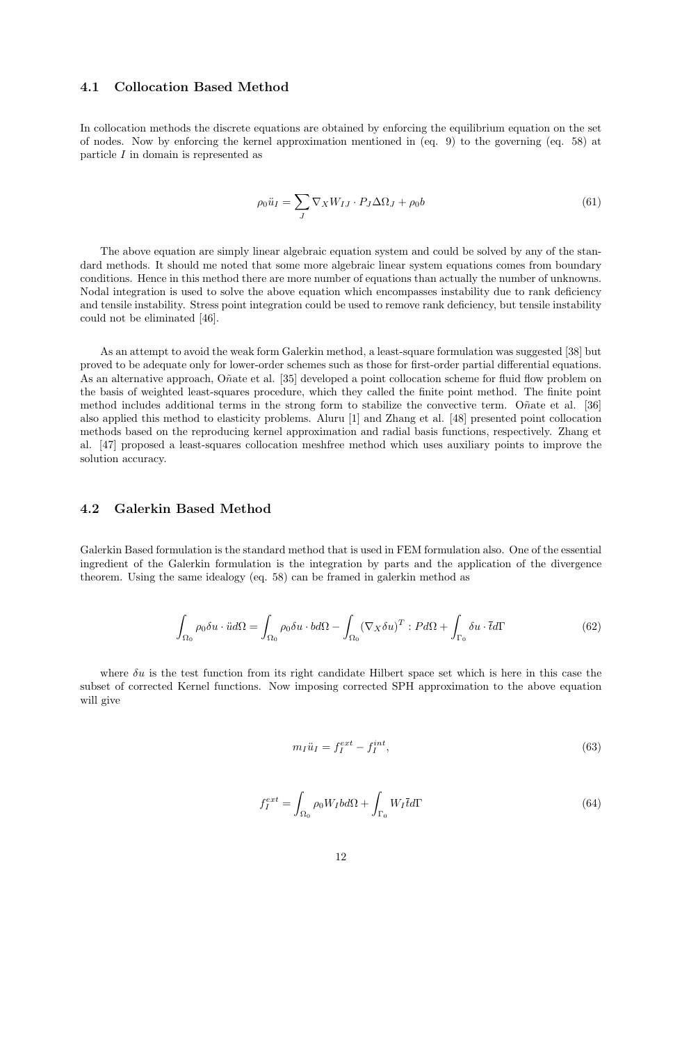### 4.1 Collocation Based Method

In collocation methods the discrete equations are obtained by enforcing the equilibrium equation on the set of nodes. Now by enforcing the kernel approximation mentioned in (eq. 9) to the governing (eq. 58) at particle $I$ in domain is represented as

$$\rho_0 \ddot{u}_I = \sum_J \nabla_X W_{IJ} \cdot P_J \Delta\Omega_J + \rho_0 b \tag{61}$$

The above equation are simply linear algebraic equation system and could be solved by any of the standard methods. It should me noted that some more algebraic linear system equations comes from boundary conditions. Hence in this method there are more number of equations than actually the number of unknowns. Nodal integration is used to solve the above equation which encompasses instability due to rank deficiency and tensile instability. Stress point integration could be used to remove rank deficiency, but tensile instability could not be eliminated [46].

As an attempt to avoid the weak form Galerkin method, a least-square formulation was suggested [38] but proved to be adequate only for lower-order schemes such as those for first-order partial differential equations. As an alternative approach, Oñate et al. [35] developed a point collocation scheme for fluid flow problem on the basis of weighted least-squares procedure, which they called the finite point method. The finite point method includes additional terms in the strong form to stabilize the convective term. Oñate et al. [36] also applied this method to elasticity problems. Aluru [1] and Zhang et al. [48] presented point collocation methods based on the reproducing kernel approximation and radial basis functions, respectively. Zhang et al. [47] proposed a least-squares collocation meshfree method which uses auxiliary points to improve the solution accuracy.

### 4.2 Galerkin Based Method

Galerkin Based formulation is the standard method that is used in FEM formulation also. One of the essential ingredient of the Galerkin formulation is the integration by parts and the application of the divergence theorem. Using the same idealogy (eq. 58) can be framed in galerkin method as

$$\int_{\Omega_0} \rho_0 \delta u \cdot \ddot{u} d\Omega = \int_{\Omega_0} \rho_0 \delta u \cdot b d\Omega - \int_{\Omega_0} (\nabla_X \delta u)^T : P d\Omega + \int_{\Gamma_0} \delta u \cdot \bar{t} d\Gamma \tag{62}$$

where $\delta u$ is the test function from its right candidate Hilbert space set which is here in this case the subset of corrected Kernel functions. Now imposing corrected SPH approximation to the above equation will give

$$m_I \ddot{u}_I = f_I^{ext} - f_I^{int}, \tag{63}$$

$$f_I^{ext} = \int_{\Omega_0} \rho_0 W_I b d\Omega + \int_{\Gamma_0} W_I \bar{t} d\Gamma \tag{64}$$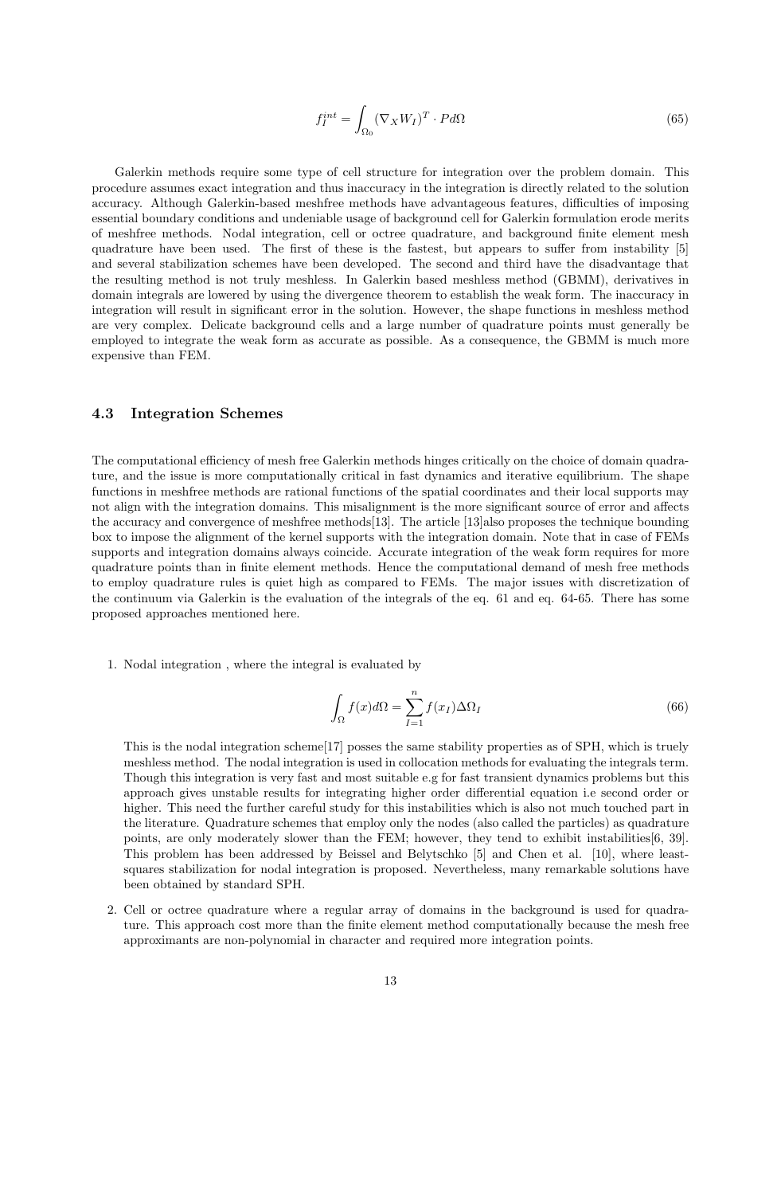$$f_I^{int} = \int_{\Omega_0} (\nabla_X W_I)^T \cdot P d\Omega \tag{65}$$

Galerkin methods require some type of cell structure for integration over the problem domain. This procedure assumes exact integration and thus inaccuracy in the integration is directly related to the solution accuracy. Although Galerkin-based meshfree methods have advantageous features, difficulties of imposing essential boundary conditions and undeniable usage of background cell for Galerkin formulation erode merits of meshfree methods. Nodal integration, cell or octree quadrature, and background finite element mesh quadrature have been used. The first of these is the fastest, but appears to suffer from instability [5] and several stabilization schemes have been developed. The second and third have the disadvantage that the resulting method is not truly meshless. In Galerkin based meshless method (GBMM), derivatives in domain integrals are lowered by using the divergence theorem to establish the weak form. The inaccuracy in integration will result in significant error in the solution. However, the shape functions in meshless method are very complex. Delicate background cells and a large number of quadrature points must generally be employed to integrate the weak form as accurate as possible. As a consequence, the GBMM is much more expensive than FEM.

### 4.3 Integration Schemes

The computational efficiency of mesh free Galerkin methods hinges critically on the choice of domain quadrature, and the issue is more computationally critical in fast dynamics and iterative equilibrium. The shape functions in meshfree methods are rational functions of the spatial coordinates and their local supports may not align with the integration domains. This misalignment is the more significant source of error and affects the accuracy and convergence of meshfree methods[13]. The article [13]also proposes the technique bounding box to impose the alignment of the kernel supports with the integration domain. Note that in case of FEMs supports and integration domains always coincide. Accurate integration of the weak form requires for more quadrature points than in finite element methods. Hence the computational demand of mesh free methods to employ quadrature rules is quiet high as compared to FEMs. The major issues with discretization of the continuum via Galerkin is the evaluation of the integrals of the eq. 61 and eq. 64-65. There has some proposed approaches mentioned here.

1. Nodal integration , where the integral is evaluated by

   $$\int_{\Omega} f(x) d\Omega = \sum_{I=1}^{n} f(x_I) \Delta\Omega_I \tag{66}$$

   This is the nodal integration scheme[17] posses the same stability properties as of SPH, which is truely meshless method. The nodal integration is used in collocation methods for evaluating the integrals term. Though this integration is very fast and most suitable e.g for fast transient dynamics problems but this approach gives unstable results for integrating higher order differential equation i.e second order or higher. This need the further careful study for this instabilities which is also not much touched part in the literature. Quadrature schemes that employ only the nodes (also called the particles) as quadrature points, are only moderately slower than the FEM; however, they tend to exhibit instabilities[6, 39]. This problem has been addressed by Beissel and Belytschko [5] and Chen et al. [10], where least-squares stabilization for nodal integration is proposed. Nevertheless, many remarkable solutions have been obtained by standard SPH.

2. Cell or octree quadrature where a regular array of domains in the background is used for quadrature. This approach cost more than the finite element method computationally because the mesh free approximants are non-polynomial in character and required more integration points.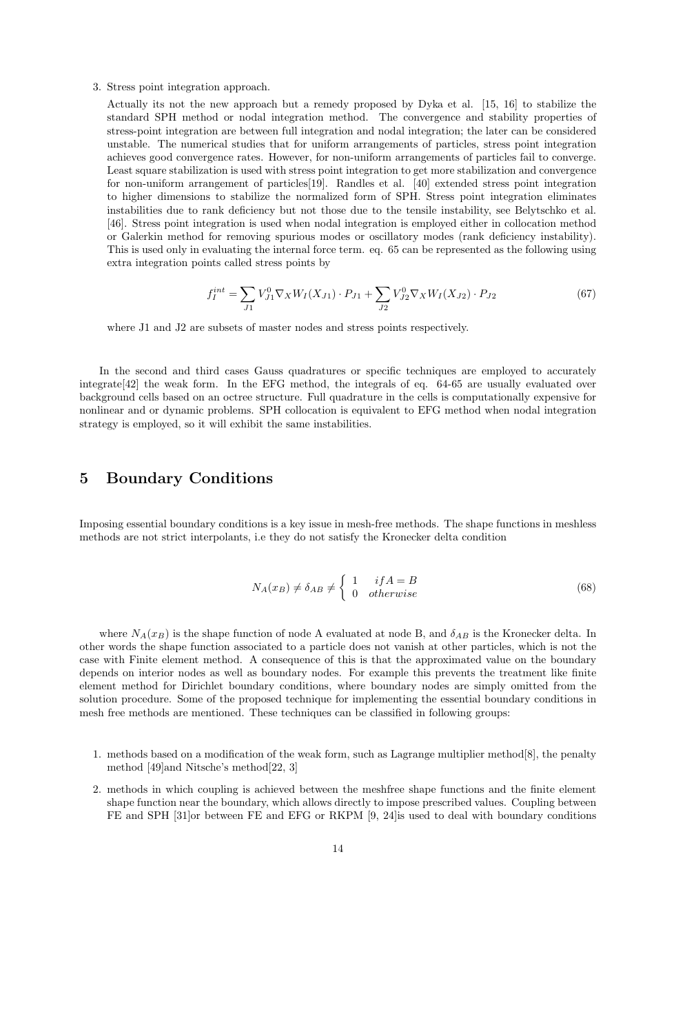3. Stress point integration approach.

   Actually its not the new approach but a remedy proposed by Dyka et al. [15, 16] to stabilize the standard SPH method or nodal integration method. The convergence and stability properties of stress-point integration are between full integration and nodal integration; the later can be considered unstable. The numerical studies that for uniform arrangements of particles, stress point integration achieves good convergence rates. However, for non-uniform arrangements of particles fail to converge. Least square stabilization is used with stress point integration to get more stabilization and convergence for non-uniform arrangement of particles[19]. Randles et al. [40] extended stress point integration to higher dimensions to stabilize the normalized form of SPH. Stress point integration eliminates instabilities due to rank deficiency but not those due to the tensile instability, see Belytschko et al. [46]. Stress point integration is used when nodal integration is employed either in collocation method or Galerkin method for removing spurious modes or oscillatory modes (rank deficiency instability). This is used only in evaluating the internal force term. eq. 65 can be represented as the following using extra integration points called stress points by

$$f_I^{int} = \sum_{J1} V_{J1}^0 \nabla_X W_I(X_{J1}) \cdot P_{J1} + \sum_{J2} V_{J2}^0 \nabla_X W_I(X_{J2}) \cdot P_{J2} \tag{67}$$

   where J1 and J2 are subsets of master nodes and stress points respectively.

In the second and third cases Gauss quadratures or specific techniques are employed to accurately integrate[42] the weak form. In the EFG method, the integrals of eq. 64-65 are usually evaluated over background cells based on an octree structure. Full quadrature in the cells is computationally expensive for nonlinear and or dynamic problems. SPH collocation is equivalent to EFG method when nodal integration strategy is employed, so it will exhibit the same instabilities.

# 5 Boundary Conditions

Imposing essential boundary conditions is a key issue in mesh-free methods. The shape functions in meshless methods are not strict interpolants, i.e they do not satisfy the Kronecker delta condition

$$N_A(x_B) \neq \delta_{AB} \neq \begin{cases} 1 & if A = B \\ 0 & otherwise \end{cases} \tag{68}$$

where $N_A(x_B)$ is the shape function of node A evaluated at node B, and $\delta_{AB}$ is the Kronecker delta. In other words the shape function associated to a particle does not vanish at other particles, which is not the case with Finite element method. A consequence of this is that the approximated value on the boundary depends on interior nodes as well as boundary nodes. For example this prevents the treatment like finite element method for Dirichlet boundary conditions, where boundary nodes are simply omitted from the solution procedure. Some of the proposed technique for implementing the essential boundary conditions in mesh free methods are mentioned. These techniques can be classified in following groups:

1. methods based on a modification of the weak form, such as Lagrange multiplier method[8], the penalty method [49]and Nitsche's method[22, 3]
2. methods in which coupling is achieved between the meshfree shape functions and the finite element shape function near the boundary, which allows directly to impose prescribed values. Coupling between FE and SPH [31]or between FE and EFG or RKPM [9, 24]is used to deal with boundary conditions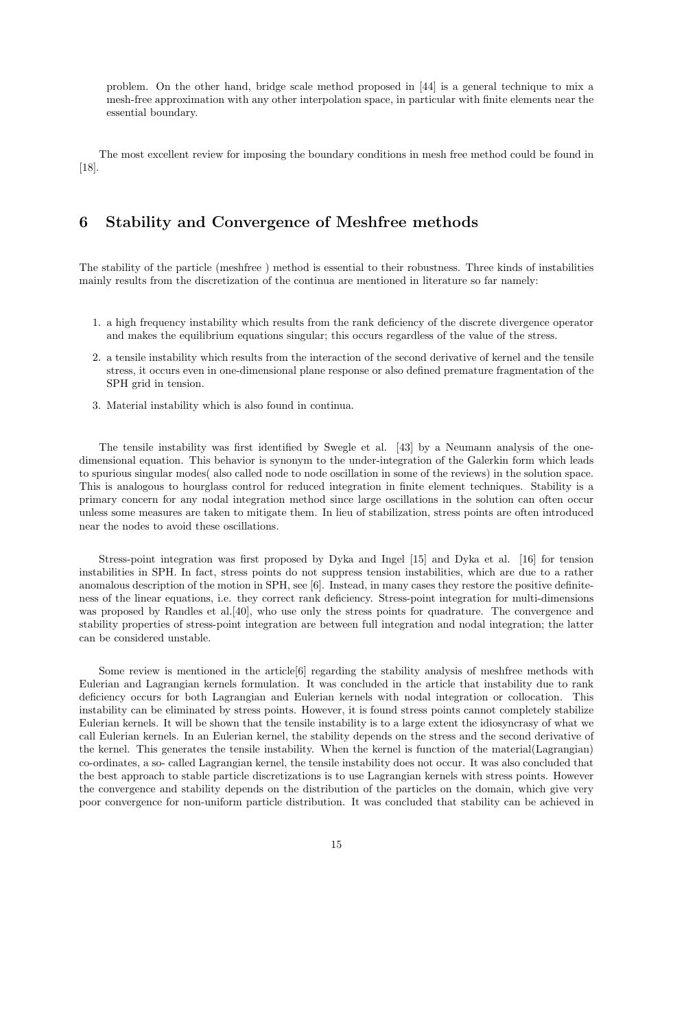problem. On the other hand, bridge scale method proposed in [44] is a general technique to mix a mesh-free approximation with any other interpolation space, in particular with finite elements near the essential boundary.

The most excellent review for imposing the boundary conditions in mesh free method could be found in [18].

## 6 Stability and Convergence of Meshfree methods

The stability of the particle (meshfree ) method is essential to their robustness. Three kinds of instabilities mainly results from the discretization of the continua are mentioned in literature so far namely:

1. a high frequency instability which results from the rank deficiency of the discrete divergence operator and makes the equilibrium equations singular; this occurs regardless of the value of the stress.
2. a tensile instability which results from the interaction of the second derivative of kernel and the tensile stress, it occurs even in one-dimensional plane response or also defined premature fragmentation of the SPH grid in tension.
3. Material instability which is also found in continua.

The tensile instability was first identified by Swegle et al. [43] by a Neumann analysis of the one-dimensional equation. This behavior is synonym to the under-integration of the Galerkin form which leads to spurious singular modes( also called node to node oscillation in some of the reviews) in the solution space. This is analogous to hourglass control for reduced integration in finite element techniques. Stability is a primary concern for any nodal integration method since large oscillations in the solution can often occur unless some measures are taken to mitigate them. In lieu of stabilization, stress points are often introduced near the nodes to avoid these oscillations.

Stress-point integration was first proposed by Dyka and Ingel [15] and Dyka et al. [16] for tension instabilities in SPH. In fact, stress points do not suppress tension instabilities, which are due to a rather anomalous description of the motion in SPH, see [6]. Instead, in many cases they restore the positive definiteness of the linear equations, i.e. they correct rank deficiency. Stress-point integration for multi-dimensions was proposed by Randles et al.[40], who use only the stress points for quadrature. The convergence and stability properties of stress-point integration are between full integration and nodal integration; the latter can be considered unstable.

Some review is mentioned in the article[6] regarding the stability analysis of meshfree methods with Eulerian and Lagrangian kernels formulation. It was concluded in the article that instability due to rank deficiency occurs for both Lagrangian and Eulerian kernels with nodal integration or collocation. This instability can be eliminated by stress points. However, it is found stress points cannot completely stabilize Eulerian kernels. It will be shown that the tensile instability is to a large extent the idiosyncrasy of what we call Eulerian kernels. In an Eulerian kernel, the stability depends on the stress and the second derivative of the kernel. This generates the tensile instability. When the kernel is function of the material(Lagrangian) co-ordinates, a so- called Lagrangian kernel, the tensile instability does not occur. It was also concluded that the best approach to stable particle discretizations is to use Lagrangian kernels with stress points. However the convergence and stability depends on the distribution of the particles on the domain, which give very poor convergence for non-uniform particle distribution. It was concluded that stability can be achieved in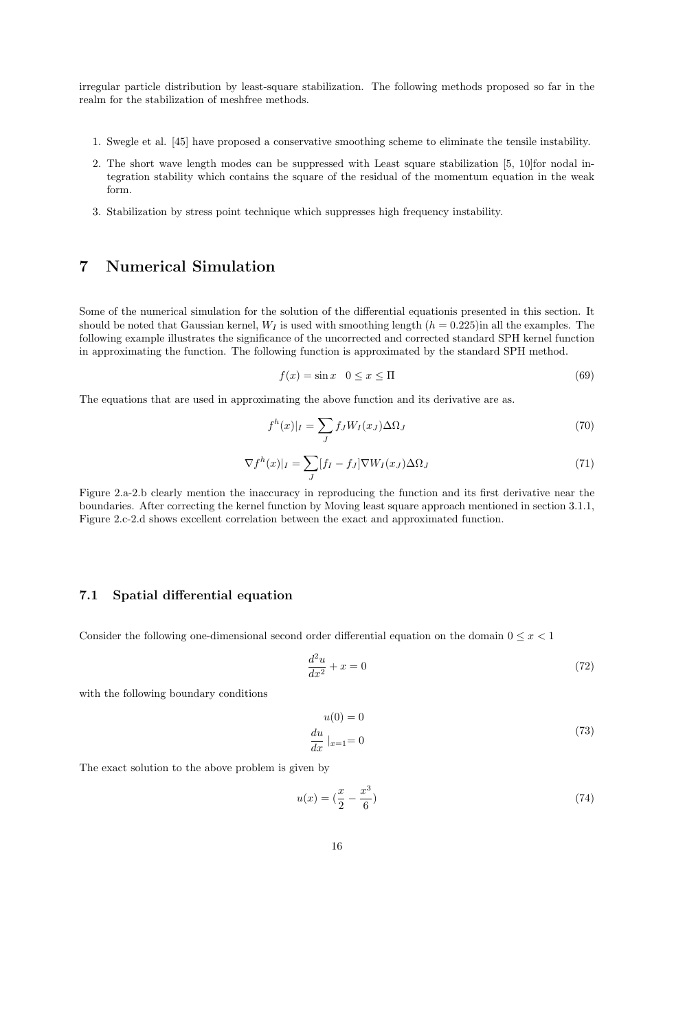irregular particle distribution by least-square stabilization. The following methods proposed so far in the realm for the stabilization of meshfree methods.

1. Swegle et al. [45] have proposed a conservative smoothing scheme to eliminate the tensile instability.
2. The short wave length modes can be suppressed with Least square stabilization [5, 10]for nodal integration stability which contains the square of the residual of the momentum equation in the weak form.
3. Stabilization by stress point technique which suppresses high frequency instability.

# 7 Numerical Simulation

Some of the numerical simulation for the solution of the differential equationis presented in this section. It should be noted that Gaussian kernel, $W_I$ is used with smoothing length ($h = 0.225$)in all the examples. The following example illustrates the significance of the uncorrected and corrected standard SPH kernel function in approximating the function. The following function is approximated by the standard SPH method.

$$f(x) = \sin x \quad 0 \leq x \leq \Pi \tag{69}$$

The equations that are used in approximating the above function and its derivative are as.

$$f^h(x)|_I = \sum_J f_J W_I(x_J) \Delta\Omega_J \tag{70}$$

$$\nabla f^h(x)|_I = \sum_J [f_I - f_J] \nabla W_I(x_J) \Delta\Omega_J \tag{71}$$

Figure 2.a-2.b clearly mention the inaccuracy in reproducing the function and its first derivative near the boundaries. After correcting the kernel function by Moving least square approach mentioned in section 3.1.1, Figure 2.c-2.d shows excellent correlation between the exact and approximated function.

## 7.1 Spatial differential equation

Consider the following one-dimensional second order differential equation on the domain $0 \leq x < 1$

$$\frac{d^2u}{dx^2} + x = 0 \tag{72}$$

with the following boundary conditions

$$\begin{aligned} u(0) &= 0 \\ \frac{du}{dx}\ |_{x=1} &= 0 \end{aligned} \tag{73}$$

The exact solution to the above problem is given by

$$u(x) = \left(\frac{x}{2} - \frac{x^3}{6}\right) \tag{74}$$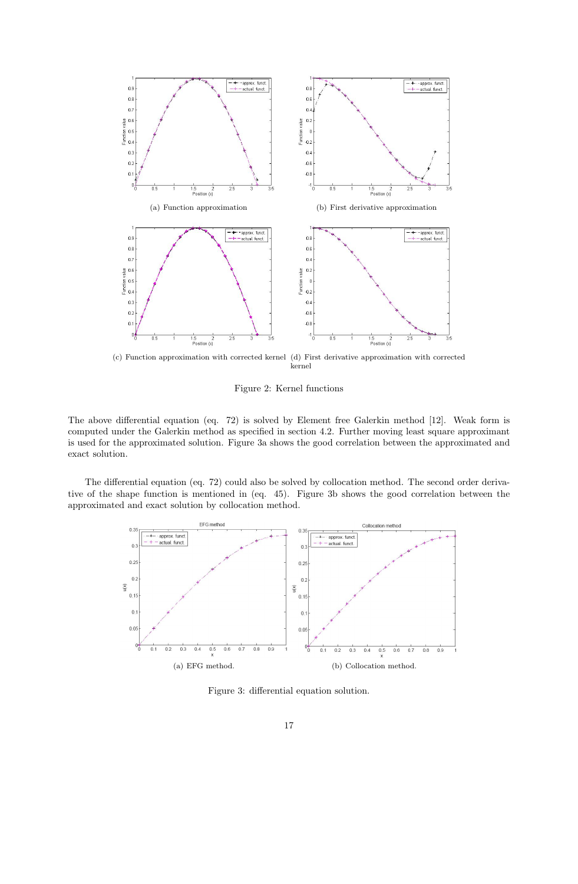(a) Function approximation

(b) First derivative approximation

(c) Function approximation with corrected kernel

(d) First derivative approximation with corrected kernel

Figure 2: Kernel functions

The above differential equation (eq. 72) is solved by Element free Galerkin method [12]. Weak form is computed under the Galerkin method as specified in section 4.2. Further moving least square approximant is used for the approximated solution. Figure 3a shows the good correlation between the approximated and exact solution.

The differential equation (eq. 72) could also be solved by collocation method. The second order derivative of the shape function is mentioned in (eq. 45). Figure 3b shows the good correlation between the approximated and exact solution by collocation method.

(a) EFG method.

(b) Collocation method.

Figure 3: differential equation solution.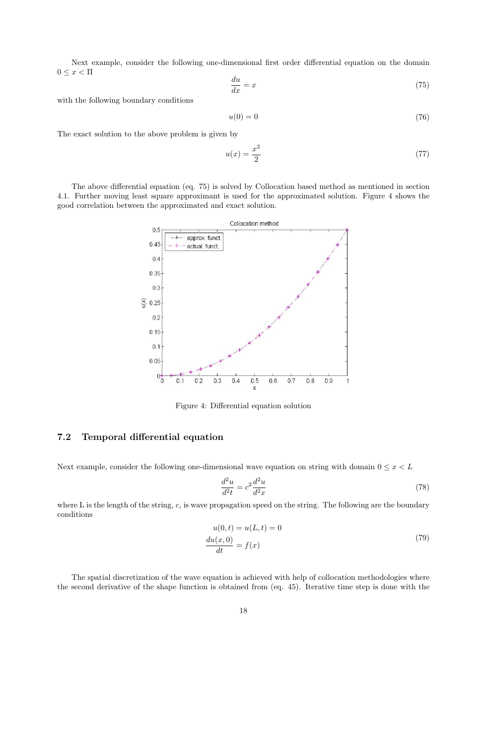Next example, consider the following one-dimensional first order differential equation on the domain $0 \leq x < \Pi$

$$\frac{du}{dx} = x \tag{75}$$

with the following boundary conditions

$$u(0) = 0 \tag{76}$$

The exact solution to the above problem is given by

$$u(x) = \frac{x^2}{2} \tag{77}$$

The above differential equation (eq. 75) is solved by Collocation based method as mentioned in section 4.1. Further moving least square approximant is used for the approximated solution. Figure 4 shows the good correlation between the approximated and exact solution.

Figure 4: Differential equation solution

## 7.2 Temporal differential equation

Next example, consider the following one-dimensional wave equation on string with domain $0 \leq x < L$

$$\frac{d^2u}{d^2t} = c^2 \frac{d^2u}{d^2x} \tag{78}$$

where L is the length of the string, $c$, is wave propagation speed on the string. The following are the boundary conditions

$$\begin{aligned} u(0,t) = u(L,t) = 0 \\ \frac{du(x,0)}{dt} = f(x) \end{aligned} \tag{79}$$

The spatial discretization of the wave equation is achieved with help of collocation methodologies where the second derivative of the shape function is obtained from (eq. 45). Iterative time step is done with the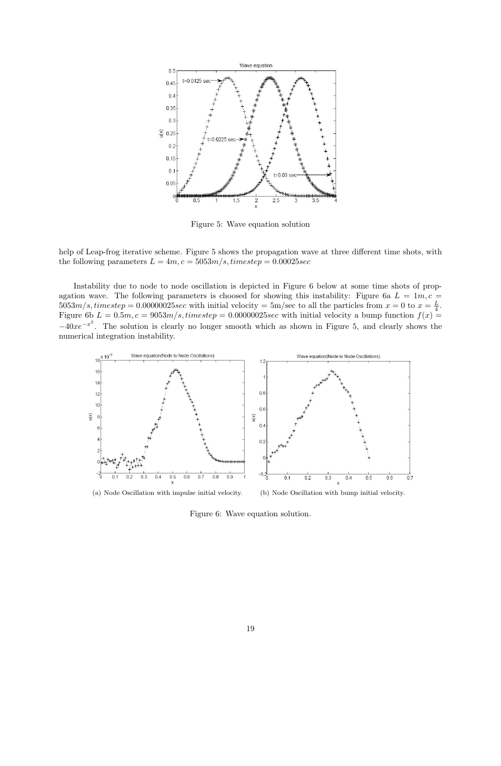Figure 5: Wave equation solution

help of Leap-frog iterative scheme. Figure 5 shows the propagation wave at three different time shots, with the following parameters $L = 4m, c = 5053m/s, timestep = 0.00025sec$

Instability due to node to node oscillation is depicted in Figure 6 below at some time shots of propagation wave. The following parameters is choosed for showing this instability: Figure 6a $L = 1m, c = 5053m/s, timestep = 0.00000025sec$ with initial velocity = 5m/sec to all the particles from $x = 0$ to $x = \frac{L}{4}$. Figure 6b $L = 0.5m, c = 9053m/s, timestep = 0.00000025sec$ with initial velocity a bump function $f(x) = -40xe^{-x^2}$. The solution is clearly no longer smooth which as shown in Figure 5, and clearly shows the numerical integration instability.

(a) Node Oscillation with impulse initial velocity.

(b) Node Oscillation with bump initial velocity.

Figure 6: Wave equation solution.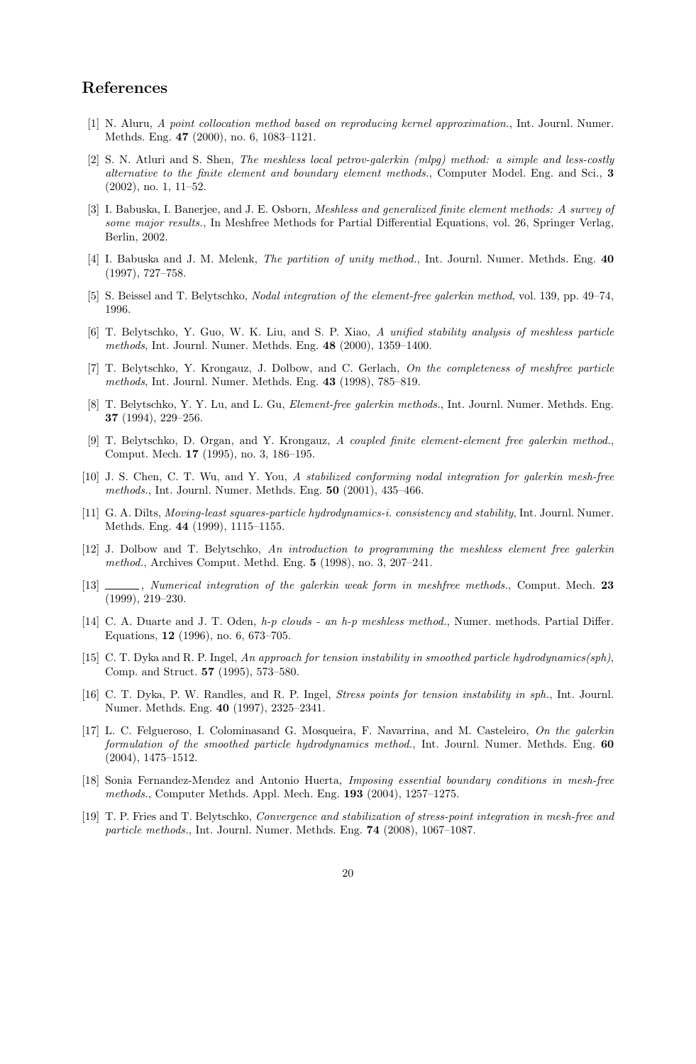## References

[1] N. Aluru, *A point collocation method based on reproducing kernel approximation.*, Int. Journl. Numer. Methds. Eng. **47** (2000), no. 6, 1083–1121.

[2] S. N. Atluri and S. Shen, *The meshless local petrov-galerkin (mlpg) method: a simple and less-costly alternative to the finite element and boundary element methods.*, Computer Model. Eng. and Sci., **3** (2002), no. 1, 11–52.

[3] I. Babuska, I. Banerjee, and J. E. Osborn, *Meshless and generalized finite element methods: A survey of some major results.*, In Meshfree Methods for Partial Differential Equations, vol. 26, Springer Verlag, Berlin, 2002.

[4] I. Babuska and J. M. Melenk, *The partition of unity method.*, Int. Journl. Numer. Methds. Eng. **40** (1997), 727–758.

[5] S. Beissel and T. Belytschko, *Nodal integration of the element-free galerkin method*, vol. 139, pp. 49–74, 1996.

[6] T. Belytschko, Y. Guo, W. K. Liu, and S. P. Xiao, *A unified stability analysis of meshless particle methods*, Int. Journl. Numer. Methds. Eng. **48** (2000), 1359–1400.

[7] T. Belytschko, Y. Krongauz, J. Dolbow, and C. Gerlach, *On the completeness of meshfree particle methods*, Int. Journl. Numer. Methds. Eng. **43** (1998), 785–819.

[8] T. Belytschko, Y. Y. Lu, and L. Gu, *Element-free galerkin methods.*, Int. Journl. Numer. Methds. Eng. **37** (1994), 229–256.

[9] T. Belytschko, D. Organ, and Y. Krongauz, *A coupled finite element-element free galerkin method.*, Comput. Mech. **17** (1995), no. 3, 186–195.

[10] J. S. Chen, C. T. Wu, and Y. You, *A stabilized conforming nodal integration for galerkin mesh-free methods.*, Int. Journl. Numer. Methds. Eng. **50** (2001), 435–466.

[11] G. A. Dilts, *Moving-least squares-particle hydrodynamics-i. consistency and stability*, Int. Journl. Numer. Methds. Eng. **44** (1999), 1115–1155.

[12] J. Dolbow and T. Belytschko, *An introduction to programming the meshless element free galerkin method.*, Archives Comput. Methd. Eng. **5** (1998), no. 3, 207–241.

[13] ______, *Numerical integration of the galerkin weak form in meshfree methods.*, Comput. Mech. **23** (1999), 219–230.

[14] C. A. Duarte and J. T. Oden, *h-p clouds - an h-p meshless method.*, Numer. methods. Partial Differ. Equations, **12** (1996), no. 6, 673–705.

[15] C. T. Dyka and R. P. Ingel, *An approach for tension instability in smoothed particle hydrodynamics(sph)*, Comp. and Struct. **57** (1995), 573–580.

[16] C. T. Dyka, P. W. Randles, and R. P. Ingel, *Stress points for tension instability in sph.*, Int. Journl. Numer. Methds. Eng. **40** (1997), 2325–2341.

[17] L. C. Felgueroso, I. Colominasand G. Mosqueira, F. Navarrina, and M. Casteleiro, *On the galerkin formulation of the smoothed particle hydrodynamics method.*, Int. Journl. Numer. Methds. Eng. **60** (2004), 1475–1512.

[18] Sonia Fernandez-Mendez and Antonio Huerta, *Imposing essential boundary conditions in mesh-free methods.*, Computer Methds. Appl. Mech. Eng. **193** (2004), 1257–1275.

[19] T. P. Fries and T. Belytschko, *Convergence and stabilization of stress-point integration in mesh-free and particle methods.*, Int. Journl. Numer. Methds. Eng. **74** (2008), 1067–1087.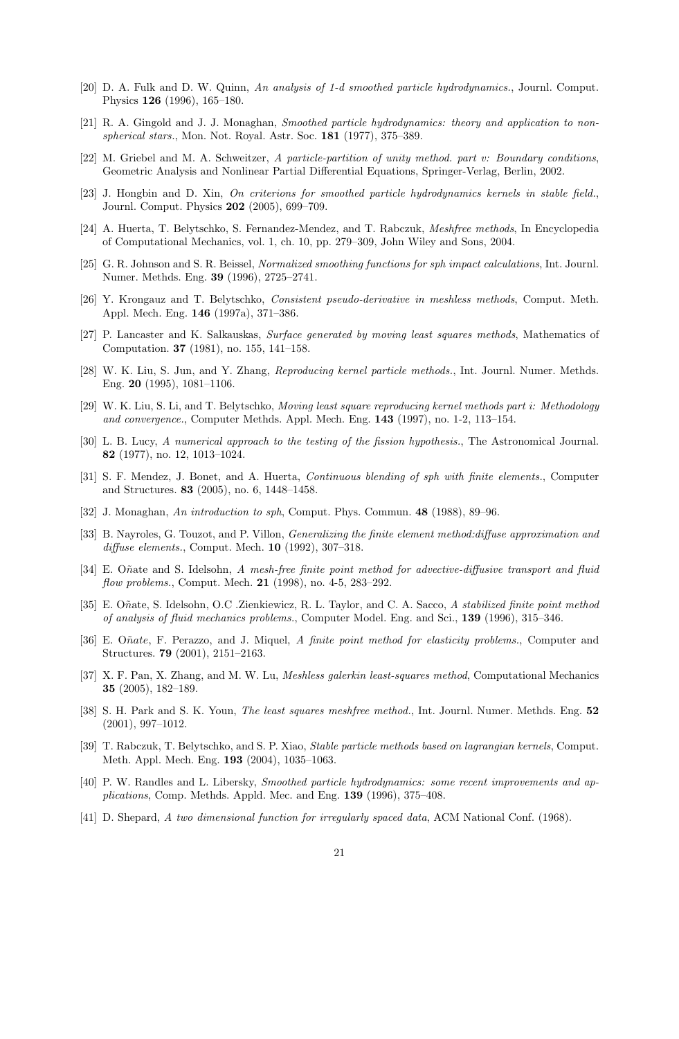[20] D. A. Fulk and D. W. Quinn, *An analysis of 1-d smoothed particle hydrodynamics.*, Journl. Comput. Physics **126** (1996), 165–180.

[21] R. A. Gingold and J. J. Monaghan, *Smoothed particle hydrodynamics: theory and application to non-spherical stars.*, Mon. Not. Royal. Astr. Soc. **181** (1977), 375–389.

[22] M. Griebel and M. A. Schweitzer, *A particle-partition of unity method. part v: Boundary conditions*, Geometric Analysis and Nonlinear Partial Differential Equations, Springer-Verlag, Berlin, 2002.

[23] J. Hongbin and D. Xin, *On criterions for smoothed particle hydrodynamics kernels in stable field.*, Journl. Comput. Physics **202** (2005), 699–709.

[24] A. Huerta, T. Belytschko, S. Fernandez-Mendez, and T. Rabczuk, *Meshfree methods*, In Encyclopedia of Computational Mechanics, vol. 1, ch. 10, pp. 279–309, John Wiley and Sons, 2004.

[25] G. R. Johnson and S. R. Beissel, *Normalized smoothing functions for sph impact calculations*, Int. Journl. Numer. Methds. Eng. **39** (1996), 2725–2741.

[26] Y. Krongauz and T. Belytschko, *Consistent pseudo-derivative in meshless methods*, Comput. Meth. Appl. Mech. Eng. **146** (1997a), 371–386.

[27] P. Lancaster and K. Salkauskas, *Surface generated by moving least squares methods*, Mathematics of Computation. **37** (1981), no. 155, 141–158.

[28] W. K. Liu, S. Jun, and Y. Zhang, *Reproducing kernel particle methods.*, Int. Journl. Numer. Methds. Eng. **20** (1995), 1081–1106.

[29] W. K. Liu, S. Li, and T. Belytschko, *Moving least square reproducing kernel methods part i: Methodology and convergence.*, Computer Methds. Appl. Mech. Eng. **143** (1997), no. 1-2, 113–154.

[30] L. B. Lucy, *A numerical approach to the testing of the fission hypothesis.*, The Astronomical Journal. **82** (1977), no. 12, 1013–1024.

[31] S. F. Mendez, J. Bonet, and A. Huerta, *Continuous blending of sph with finite elements.*, Computer and Structures. **83** (2005), no. 6, 1448–1458.

[32] J. Monaghan, *An introduction to sph*, Comput. Phys. Commun. **48** (1988), 89–96.

[33] B. Nayroles, G. Touzot, and P. Villon, *Generalizing the finite element method:diffuse approximation and diffuse elements.*, Comput. Mech. **10** (1992), 307–318.

[34] E. Oñate and S. Idelsohn, *A mesh-free finite point method for advective-diffusive transport and fluid flow problems.*, Comput. Mech. **21** (1998), no. 4-5, 283–292.

[35] E. Oñate, S. Idelsohn, O.C .Zienkiewicz, R. L. Taylor, and C. A. Sacco, *A stabilized finite point method of analysis of fluid mechanics problems.*, Computer Model. Eng. and Sci., **139** (1996), 315–346.

[36] E. O*ñate*, F. Perazzo, and J. Miquel, *A finite point method for elasticity problems.*, Computer and Structures. **79** (2001), 2151–2163.

[37] X. F. Pan, X. Zhang, and M. W. Lu, *Meshless galerkin least-squares method*, Computational Mechanics **35** (2005), 182–189.

[38] S. H. Park and S. K. Youn, *The least squares meshfree method.*, Int. Journl. Numer. Methds. Eng. **52** (2001), 997–1012.

[39] T. Rabczuk, T. Belytschko, and S. P. Xiao, *Stable particle methods based on lagrangian kernels*, Comput. Meth. Appl. Mech. Eng. **193** (2004), 1035–1063.

[40] P. W. Randles and L. Libersky, *Smoothed particle hydrodynamics: some recent improvements and applications*, Comp. Methds. Appld. Mec. and Eng. **139** (1996), 375–408.

[41] D. Shepard, *A two dimensional function for irregularly spaced data*, ACM National Conf. (1968).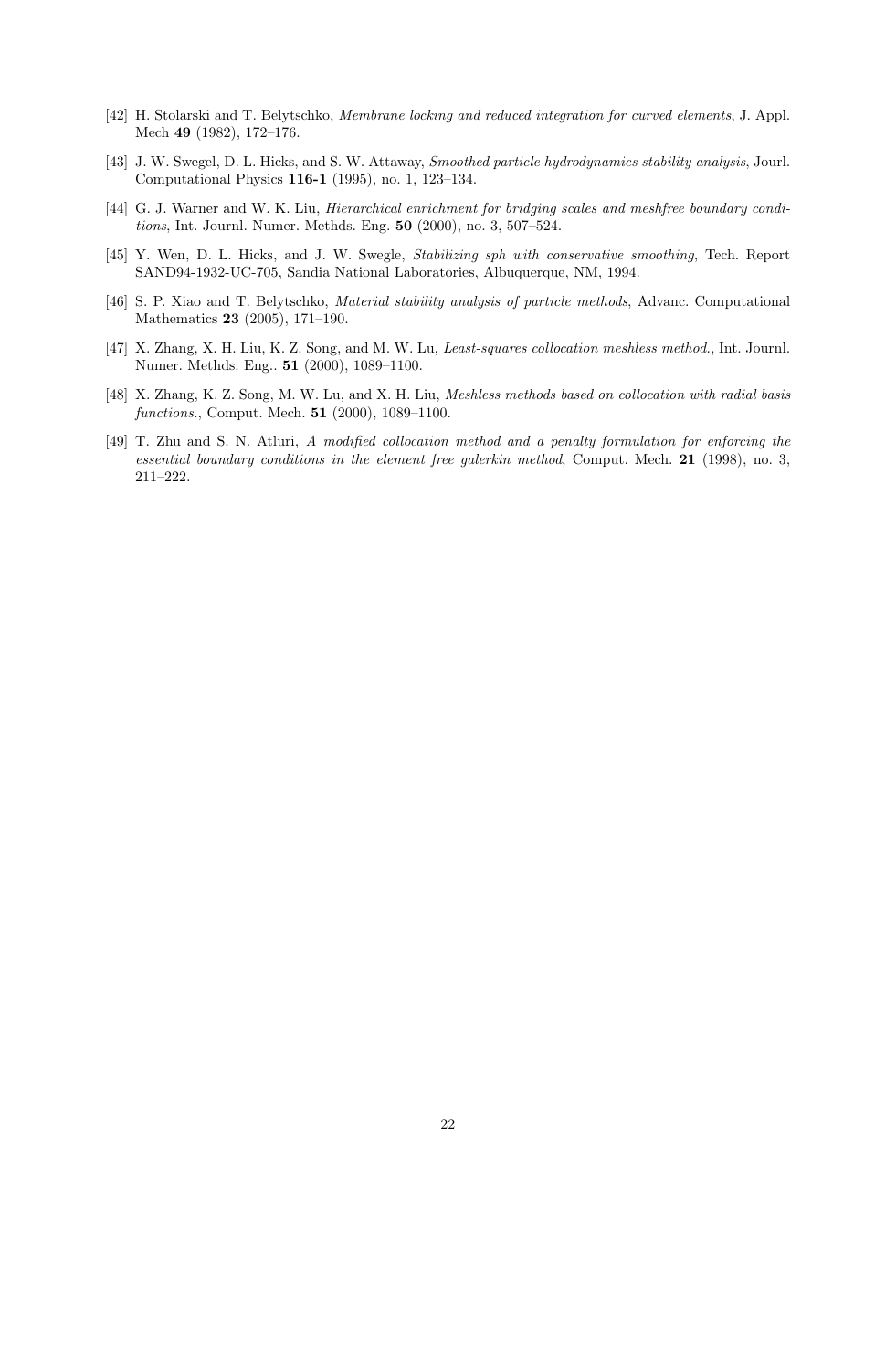[42] H. Stolarski and T. Belytschko, *Membrane locking and reduced integration for curved elements*, J. Appl. Mech **49** (1982), 172–176.

[43] J. W. Swegel, D. L. Hicks, and S. W. Attaway, *Smoothed particle hydrodynamics stability analysis*, Jourl. Computational Physics **116-1** (1995), no. 1, 123–134.

[44] G. J. Warner and W. K. Liu, *Hierarchical enrichment for bridging scales and meshfree boundary conditions*, Int. Journl. Numer. Methds. Eng. **50** (2000), no. 3, 507–524.

[45] Y. Wen, D. L. Hicks, and J. W. Swegle, *Stabilizing sph with conservative smoothing*, Tech. Report SAND94-1932-UC-705, Sandia National Laboratories, Albuquerque, NM, 1994.

[46] S. P. Xiao and T. Belytschko, *Material stability analysis of particle methods*, Advanc. Computational Mathematics **23** (2005), 171–190.

[47] X. Zhang, X. H. Liu, K. Z. Song, and M. W. Lu, *Least-squares collocation meshless method.*, Int. Journl. Numer. Methds. Eng.. **51** (2000), 1089–1100.

[48] X. Zhang, K. Z. Song, M. W. Lu, and X. H. Liu, *Meshless methods based on collocation with radial basis functions.*, Comput. Mech. **51** (2000), 1089–1100.

[49] T. Zhu and S. N. Atluri, *A modified collocation method and a penalty formulation for enforcing the essential boundary conditions in the element free galerkin method*, Comput. Mech. **21** (1998), no. 3, 211–222.